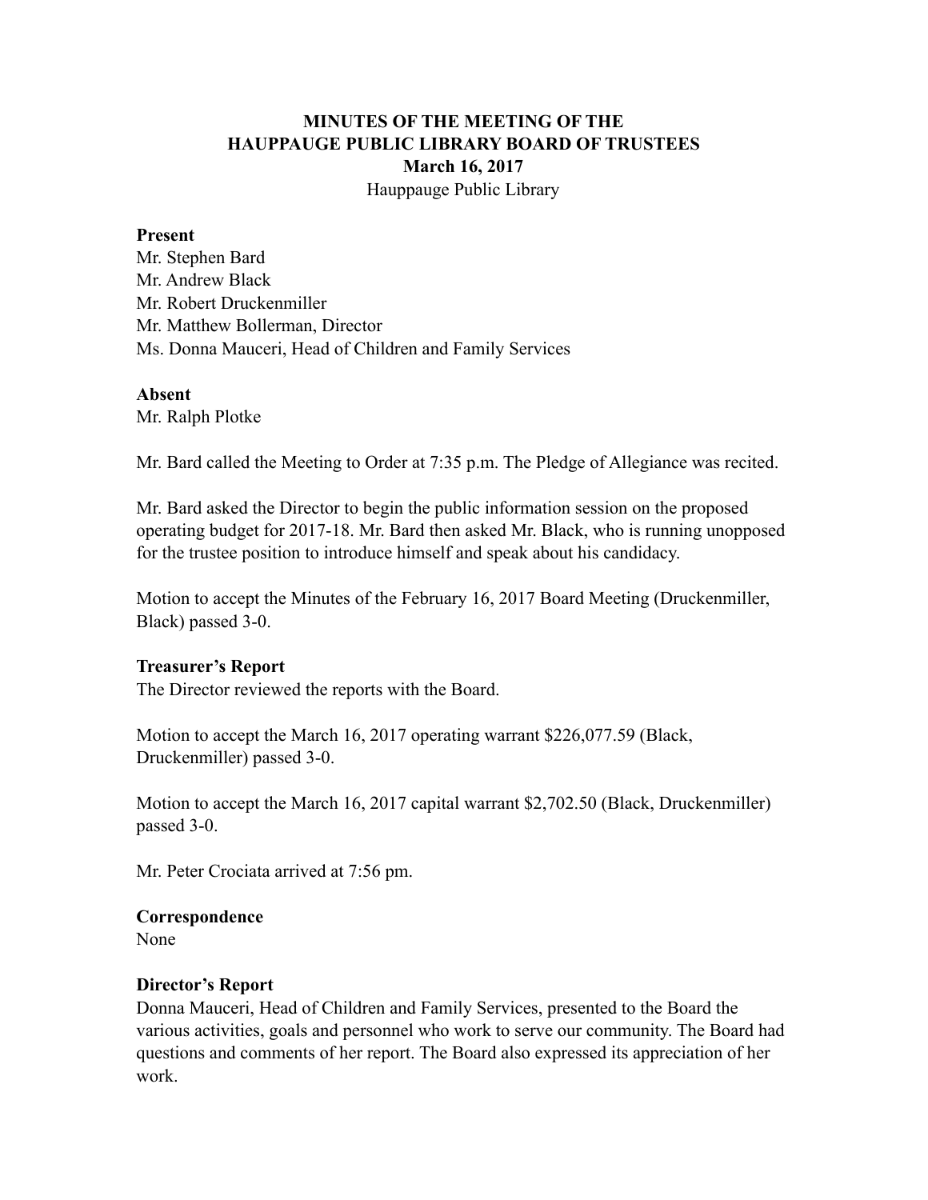# MINUTES OF THE MEETING OF THE HAUPPAUGE PUBLIC LIBRARY BOARD OF TRUSTEES

**March 16, 2017**

Hauppauge Public Library

**Present**

Mr. Stephen Bard
Mr. Andrew Black
Mr. Robert Druckenmiller
Mr. Matthew Bollerman, Director
Ms. Donna Mauceri, Head of Children and Family Services

**Absent**

Mr. Ralph Plotke

Mr. Bard called the Meeting to Order at 7:35 p.m. The Pledge of Allegiance was recited.

Mr. Bard asked the Director to begin the public information session on the proposed operating budget for 2017-18. Mr. Bard then asked Mr. Black, who is running unopposed for the trustee position to introduce himself and speak about his candidacy.

Motion to accept the Minutes of the February 16, 2017 Board Meeting (Druckenmiller, Black) passed 3-0.

**Treasurer's Report**

The Director reviewed the reports with the Board.

Motion to accept the March 16, 2017 operating warrant $226,077.59 (Black, Druckenmiller) passed 3-0.

Motion to accept the March 16, 2017 capital warrant $2,702.50 (Black, Druckenmiller) passed 3-0.

Mr. Peter Crociata arrived at 7:56 pm.

**Correspondence**

None

**Director's Report**

Donna Mauceri, Head of Children and Family Services, presented to the Board the various activities, goals and personnel who work to serve our community. The Board had questions and comments of her report. The Board also expressed its appreciation of her work.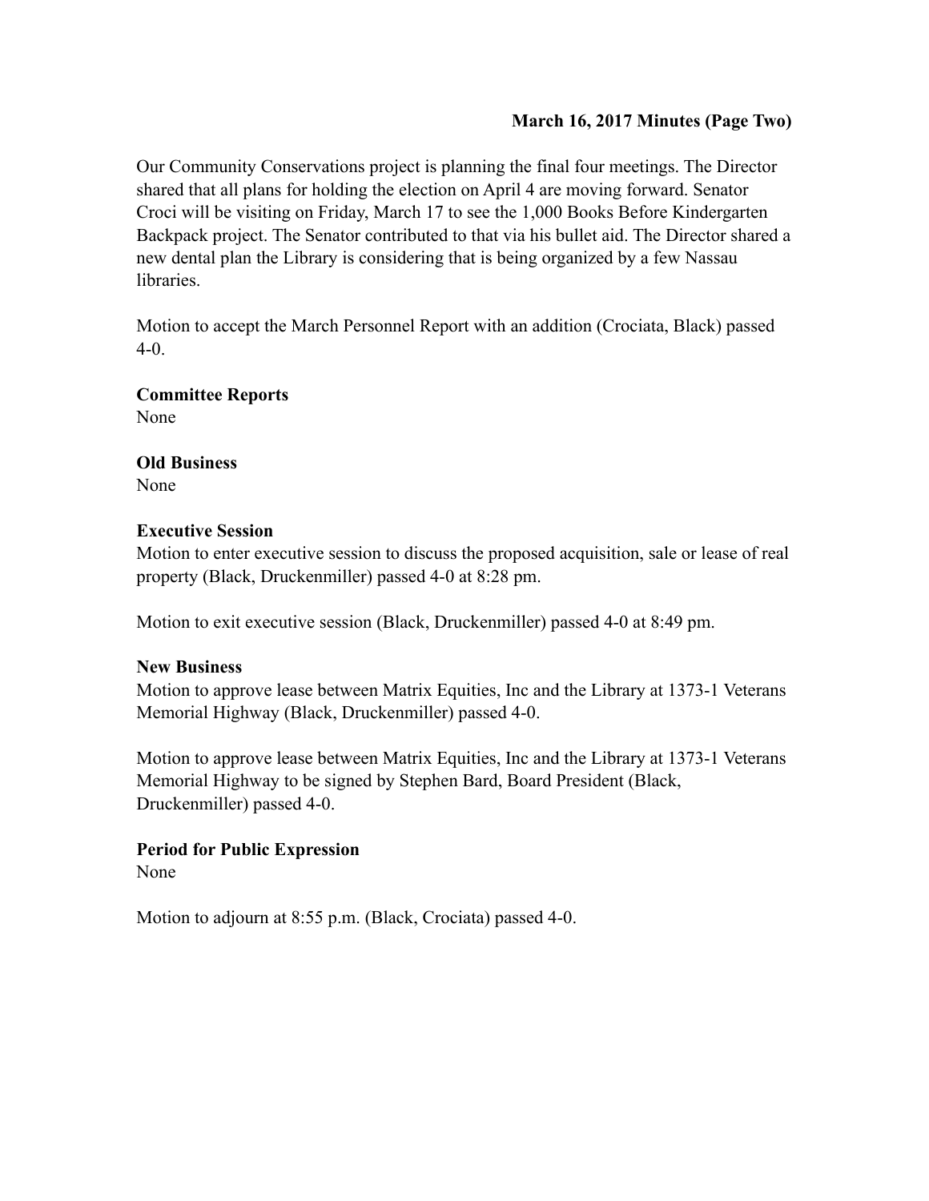**March 16, 2017 Minutes (Page Two)**

Our Community Conservations project is planning the final four meetings. The Director shared that all plans for holding the election on April 4 are moving forward. Senator Croci will be visiting on Friday, March 17 to see the 1,000 Books Before Kindergarten Backpack project. The Senator contributed to that via his bullet aid. The Director shared a new dental plan the Library is considering that is being organized by a few Nassau libraries.

Motion to accept the March Personnel Report with an addition (Crociata, Black) passed 4-0.

**Committee Reports**
None

**Old Business**
None

**Executive Session**
Motion to enter executive session to discuss the proposed acquisition, sale or lease of real property (Black, Druckenmiller) passed 4-0 at 8:28 pm.

Motion to exit executive session (Black, Druckenmiller) passed 4-0 at 8:49 pm.

**New Business**
Motion to approve lease between Matrix Equities, Inc and the Library at 1373-1 Veterans Memorial Highway (Black, Druckenmiller) passed 4-0.

Motion to approve lease between Matrix Equities, Inc and the Library at 1373-1 Veterans Memorial Highway to be signed by Stephen Bard, Board President (Black, Druckenmiller) passed 4-0.

**Period for Public Expression**
None

Motion to adjourn at 8:55 p.m. (Black, Crociata) passed 4-0.